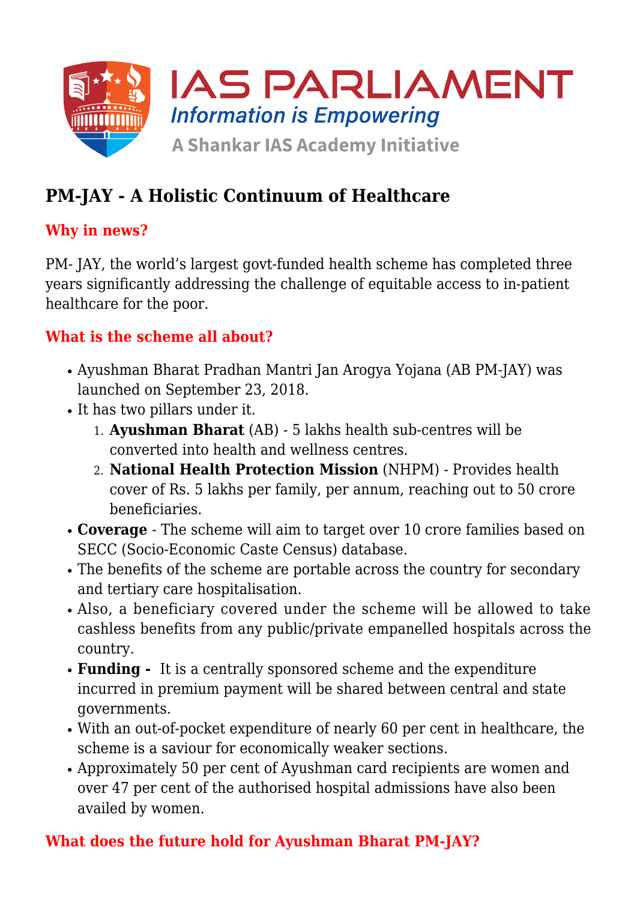# PM-JAY - A Holistic Continuum of Healthcare

## Why in news?

PM- JAY, the world's largest govt-funded health scheme has completed three years significantly addressing the challenge of equitable access to in-patient healthcare for the poor.

## What is the scheme all about?

- Ayushman Bharat Pradhan Mantri Jan Arogya Yojana (AB PM-JAY) was launched on September 23, 2018.
- It has two pillars under it.
  1. **Ayushman Bharat** (AB) - 5 lakhs health sub-centres will be converted into health and wellness centres.
  2. **National Health Protection Mission** (NHPM) - Provides health cover of Rs. 5 lakhs per family, per annum, reaching out to 50 crore beneficiaries.
- **Coverage** - The scheme will aim to target over 10 crore families based on SECC (Socio-Economic Caste Census) database.
- The benefits of the scheme are portable across the country for secondary and tertiary care hospitalisation.
- Also, a beneficiary covered under the scheme will be allowed to take cashless benefits from any public/private empanelled hospitals across the country.
- **Funding -** It is a centrally sponsored scheme and the expenditure incurred in premium payment will be shared between central and state governments.
- With an out-of-pocket expenditure of nearly 60 per cent in healthcare, the scheme is a saviour for economically weaker sections.
- Approximately 50 per cent of Ayushman card recipients are women and over 47 per cent of the authorised hospital admissions have also been availed by women.

## What does the future hold for Ayushman Bharat PM-JAY?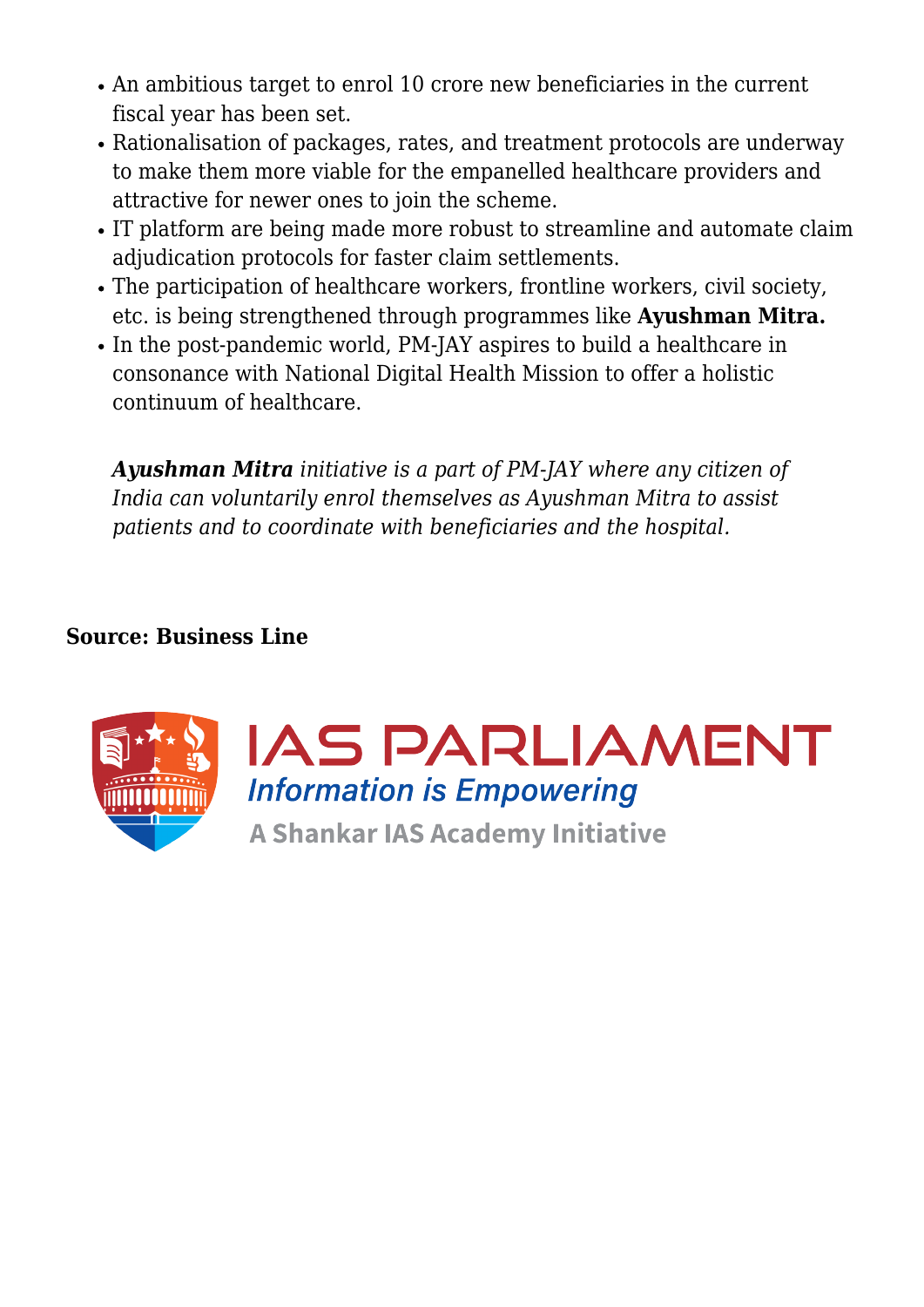- An ambitious target to enrol 10 crore new beneficiaries in the current fiscal year has been set.
- Rationalisation of packages, rates, and treatment protocols are underway to make them more viable for the empanelled healthcare providers and attractive for newer ones to join the scheme.
- IT platform are being made more robust to streamline and automate claim adjudication protocols for faster claim settlements.
- The participation of healthcare workers, frontline workers, civil society, etc. is being strengthened through programmes like **Ayushman Mitra.**
- In the post-pandemic world, PM-JAY aspires to build a healthcare in consonance with National Digital Health Mission to offer a holistic continuum of healthcare.

***Ayushman Mitra*** *initiative is a part of PM-JAY where any citizen of India can voluntarily enrol themselves as Ayushman Mitra to assist patients and to coordinate with beneficiaries and the hospital.*

**Source: Business Line**

IAS PARLIAMENT

*Information is Empowering*

A Shankar IAS Academy Initiative